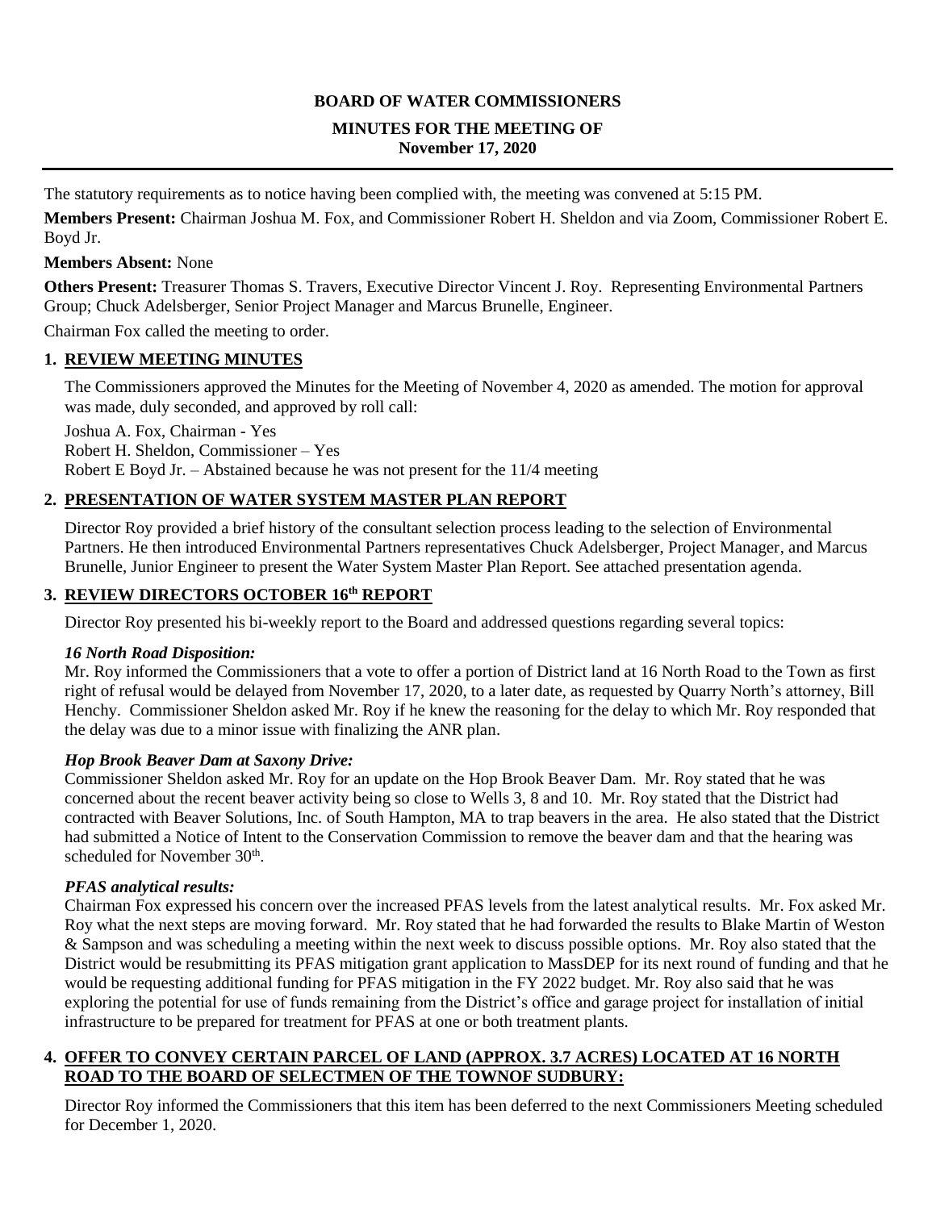# BOARD OF WATER COMMISSIONERS

## MINUTES FOR THE MEETING OF
## November 17, 2020

The statutory requirements as to notice having been complied with, the meeting was convened at 5:15 PM.

**Members Present:** Chairman Joshua M. Fox, and Commissioner Robert H. Sheldon and via Zoom, Commissioner Robert E. Boyd Jr.

**Members Absent:** None

**Others Present:** Treasurer Thomas S. Travers, Executive Director Vincent J. Roy. Representing Environmental Partners Group; Chuck Adelsberger, Senior Project Manager and Marcus Brunelle, Engineer.

Chairman Fox called the meeting to order.

**1. REVIEW MEETING MINUTES**

The Commissioners approved the Minutes for the Meeting of November 4, 2020 as amended. The motion for approval was made, duly seconded, and approved by roll call:

Joshua A. Fox, Chairman - Yes
Robert H. Sheldon, Commissioner – Yes
Robert E Boyd Jr. – Abstained because he was not present for the 11/4 meeting

**2. PRESENTATION OF WATER SYSTEM MASTER PLAN REPORT**

Director Roy provided a brief history of the consultant selection process leading to the selection of Environmental Partners. He then introduced Environmental Partners representatives Chuck Adelsberger, Project Manager, and Marcus Brunelle, Junior Engineer to present the Water System Master Plan Report. See attached presentation agenda.

**3. REVIEW DIRECTORS OCTOBER 16th REPORT**

Director Roy presented his bi-weekly report to the Board and addressed questions regarding several topics:

***16 North Road Disposition:***
Mr. Roy informed the Commissioners that a vote to offer a portion of District land at 16 North Road to the Town as first right of refusal would be delayed from November 17, 2020, to a later date, as requested by Quarry North's attorney, Bill Henchy. Commissioner Sheldon asked Mr. Roy if he knew the reasoning for the delay to which Mr. Roy responded that the delay was due to a minor issue with finalizing the ANR plan.

***Hop Brook Beaver Dam at Saxony Drive:***
Commissioner Sheldon asked Mr. Roy for an update on the Hop Brook Beaver Dam. Mr. Roy stated that he was concerned about the recent beaver activity being so close to Wells 3, 8 and 10. Mr. Roy stated that the District had contracted with Beaver Solutions, Inc. of South Hampton, MA to trap beavers in the area. He also stated that the District had submitted a Notice of Intent to the Conservation Commission to remove the beaver dam and that the hearing was scheduled for November 30th.

***PFAS analytical results:***
Chairman Fox expressed his concern over the increased PFAS levels from the latest analytical results. Mr. Fox asked Mr. Roy what the next steps are moving forward. Mr. Roy stated that he had forwarded the results to Blake Martin of Weston & Sampson and was scheduling a meeting within the next week to discuss possible options. Mr. Roy also stated that the District would be resubmitting its PFAS mitigation grant application to MassDEP for its next round of funding and that he would be requesting additional funding for PFAS mitigation in the FY 2022 budget. Mr. Roy also said that he was exploring the potential for use of funds remaining from the District's office and garage project for installation of initial infrastructure to be prepared for treatment for PFAS at one or both treatment plants.

**4. OFFER TO CONVEY CERTAIN PARCEL OF LAND (APPROX. 3.7 ACRES) LOCATED AT 16 NORTH ROAD TO THE BOARD OF SELECTMEN OF THE TOWNOF SUDBURY:**

Director Roy informed the Commissioners that this item has been deferred to the next Commissioners Meeting scheduled for December 1, 2020.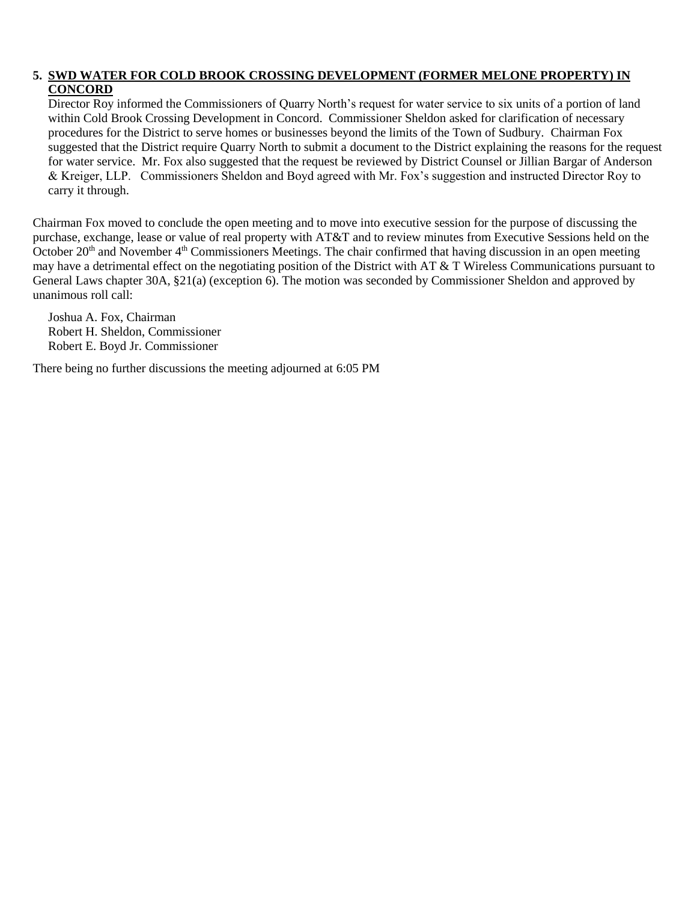5. **SWD WATER FOR COLD BROOK CROSSING DEVELOPMENT (FORMER MELONE PROPERTY) IN CONCORD**

   Director Roy informed the Commissioners of Quarry North's request for water service to six units of a portion of land within Cold Brook Crossing Development in Concord. Commissioner Sheldon asked for clarification of necessary procedures for the District to serve homes or businesses beyond the limits of the Town of Sudbury. Chairman Fox suggested that the District require Quarry North to submit a document to the District explaining the reasons for the request for water service. Mr. Fox also suggested that the request be reviewed by District Counsel or Jillian Bargar of Anderson & Kreiger, LLP. Commissioners Sheldon and Boyd agreed with Mr. Fox's suggestion and instructed Director Roy to carry it through.

Chairman Fox moved to conclude the open meeting and to move into executive session for the purpose of discussing the purchase, exchange, lease or value of real property with AT&T and to review minutes from Executive Sessions held on the October 20th and November 4th Commissioners Meetings. The chair confirmed that having discussion in an open meeting may have a detrimental effect on the negotiating position of the District with AT & T Wireless Communications pursuant to General Laws chapter 30A, §21(a) (exception 6). The motion was seconded by Commissioner Sheldon and approved by unanimous roll call:

Joshua A. Fox, Chairman
Robert H. Sheldon, Commissioner
Robert E. Boyd Jr. Commissioner

There being no further discussions the meeting adjourned at 6:05 PM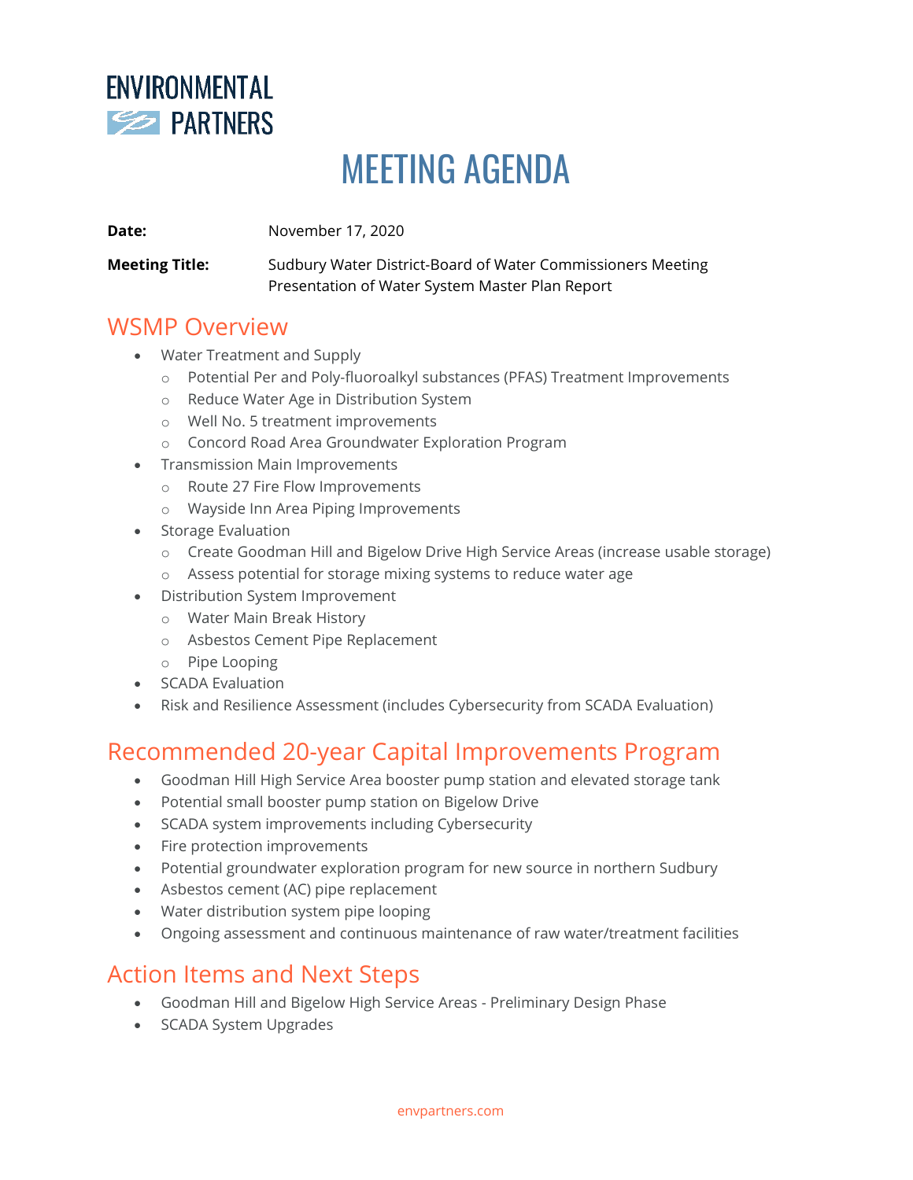ENVIRONMENTAL PARTNERS

# MEETING AGENDA

**Date:** November 17, 2020

**Meeting Title:** Sudbury Water District-Board of Water Commissioners Meeting
Presentation of Water System Master Plan Report

## WSMP Overview

- Water Treatment and Supply
  - Potential Per and Poly-fluoroalkyl substances (PFAS) Treatment Improvements
  - Reduce Water Age in Distribution System
  - Well No. 5 treatment improvements
  - Concord Road Area Groundwater Exploration Program
- Transmission Main Improvements
  - Route 27 Fire Flow Improvements
  - Wayside Inn Area Piping Improvements
- Storage Evaluation
  - Create Goodman Hill and Bigelow Drive High Service Areas (increase usable storage)
  - Assess potential for storage mixing systems to reduce water age
- Distribution System Improvement
  - Water Main Break History
  - Asbestos Cement Pipe Replacement
  - Pipe Looping
- SCADA Evaluation
- Risk and Resilience Assessment (includes Cybersecurity from SCADA Evaluation)

## Recommended 20-year Capital Improvements Program

- Goodman Hill High Service Area booster pump station and elevated storage tank
- Potential small booster pump station on Bigelow Drive
- SCADA system improvements including Cybersecurity
- Fire protection improvements
- Potential groundwater exploration program for new source in northern Sudbury
- Asbestos cement (AC) pipe replacement
- Water distribution system pipe looping
- Ongoing assessment and continuous maintenance of raw water/treatment facilities

## Action Items and Next Steps

- Goodman Hill and Bigelow High Service Areas - Preliminary Design Phase
- SCADA System Upgrades

envpartners.com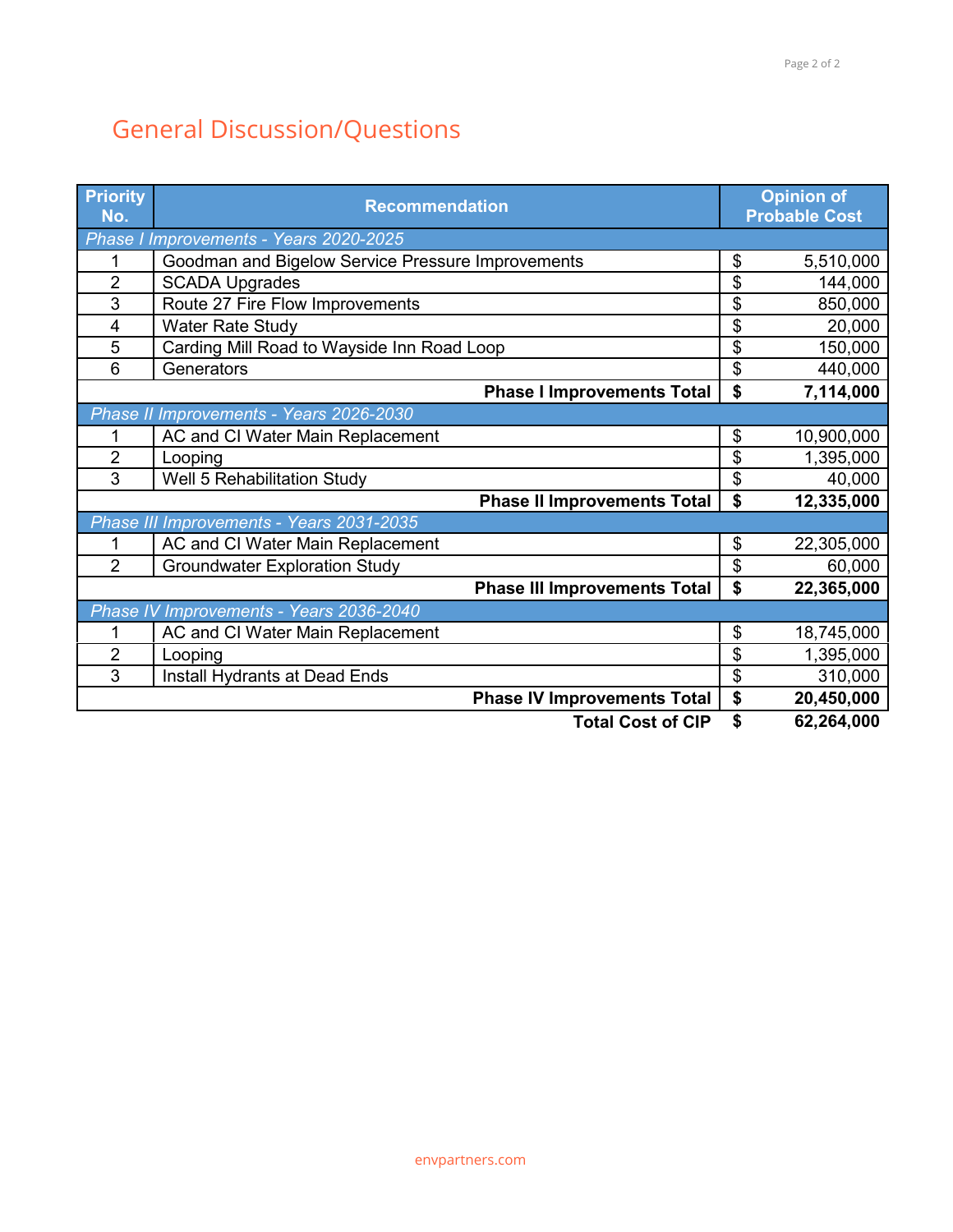## General Discussion/Questions

| Priority No. | Recommendation | Opinion of Probable Cost |
|---|---|---|
| *Phase I Improvements - Years 2020-2025* | | |
| 1 | Goodman and Bigelow Service Pressure Improvements | $ 5,510,000 |
| 2 | SCADA Upgrades | $ 144,000 |
| 3 | Route 27 Fire Flow Improvements | $ 850,000 |
| 4 | Water Rate Study | $ 20,000 |
| 5 | Carding Mill Road to Wayside Inn Road Loop | $ 150,000 |
| 6 | Generators | $ 440,000 |
| | **Phase I Improvements Total** | **$ 7,114,000** |
| *Phase II Improvements - Years 2026-2030* | | |
| 1 | AC and CI Water Main Replacement | $ 10,900,000 |
| 2 | Looping | $ 1,395,000 |
| 3 | Well 5 Rehabilitation Study | $ 40,000 |
| | **Phase II Improvements Total** | **$ 12,335,000** |
| *Phase III Improvements - Years 2031-2035* | | |
| 1 | AC and CI Water Main Replacement | $ 22,305,000 |
| 2 | Groundwater Exploration Study | $ 60,000 |
| | **Phase III Improvements Total** | **$ 22,365,000** |
| *Phase IV Improvements - Years 2036-2040* | | |
| 1 | AC and CI Water Main Replacement | $ 18,745,000 |
| 2 | Looping | $ 1,395,000 |
| 3 | Install Hydrants at Dead Ends | $ 310,000 |
| | **Phase IV Improvements Total** | **$ 20,450,000** |
| | **Total Cost of CIP** | **$ 62,264,000** |